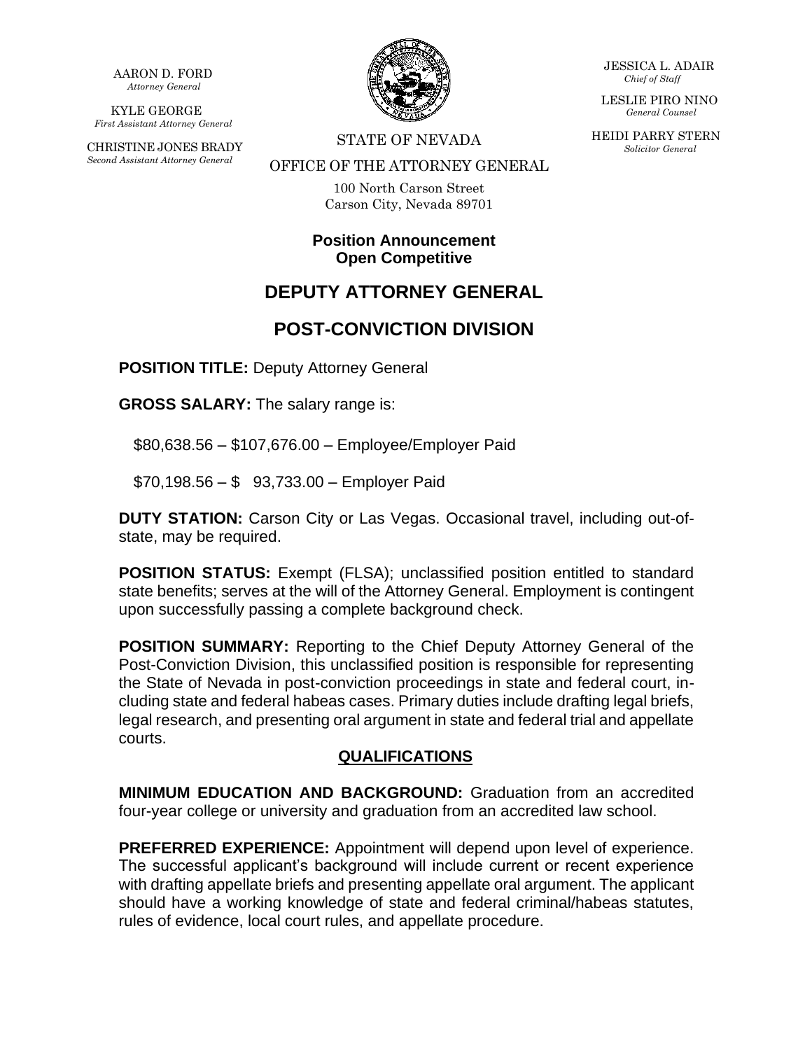AARON D. FORD
*Attorney General*

KYLE GEORGE
*First Assistant Attorney General*

CHRISTINE JONES BRADY
*Second Assistant Attorney General*

JESSICA L. ADAIR
*Chief of Staff*

LESLIE PIRO NINO
*General Counsel*

HEIDI PARRY STERN
*Solicitor General*

STATE OF NEVADA

OFFICE OF THE ATTORNEY GENERAL

100 North Carson Street
Carson City, Nevada 89701

**Position Announcement**
**Open Competitive**

# DEPUTY ATTORNEY GENERAL

# POST-CONVICTION DIVISION

**POSITION TITLE:** Deputy Attorney General

**GROSS SALARY:** The salary range is:

$80,638.56 – $107,676.00 – Employee/Employer Paid

$70,198.56 – $ 93,733.00 – Employer Paid

**DUTY STATION:** Carson City or Las Vegas. Occasional travel, including out-of-state, may be required.

**POSITION STATUS:** Exempt (FLSA); unclassified position entitled to standard state benefits; serves at the will of the Attorney General. Employment is contingent upon successfully passing a complete background check.

**POSITION SUMMARY:** Reporting to the Chief Deputy Attorney General of the Post-Conviction Division, this unclassified position is responsible for representing the State of Nevada in post-conviction proceedings in state and federal court, including state and federal habeas cases. Primary duties include drafting legal briefs, legal research, and presenting oral argument in state and federal trial and appellate courts.

## QUALIFICATIONS

**MINIMUM EDUCATION AND BACKGROUND:** Graduation from an accredited four-year college or university and graduation from an accredited law school.

**PREFERRED EXPERIENCE:** Appointment will depend upon level of experience. The successful applicant's background will include current or recent experience with drafting appellate briefs and presenting appellate oral argument. The applicant should have a working knowledge of state and federal criminal/habeas statutes, rules of evidence, local court rules, and appellate procedure.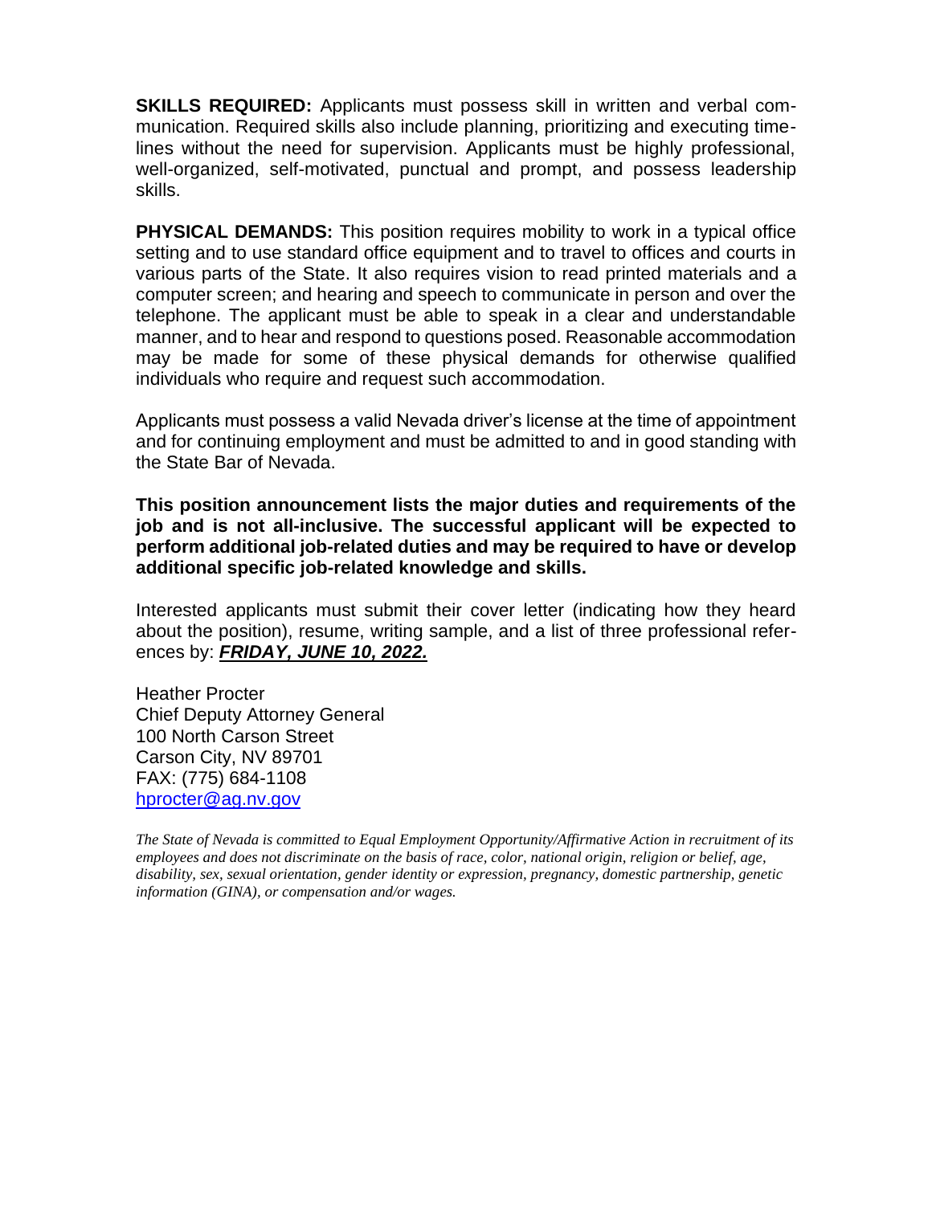**SKILLS REQUIRED:** Applicants must possess skill in written and verbal communication. Required skills also include planning, prioritizing and executing timelines without the need for supervision. Applicants must be highly professional, well-organized, self-motivated, punctual and prompt, and possess leadership skills.

**PHYSICAL DEMANDS:** This position requires mobility to work in a typical office setting and to use standard office equipment and to travel to offices and courts in various parts of the State. It also requires vision to read printed materials and a computer screen; and hearing and speech to communicate in person and over the telephone. The applicant must be able to speak in a clear and understandable manner, and to hear and respond to questions posed. Reasonable accommodation may be made for some of these physical demands for otherwise qualified individuals who require and request such accommodation.

Applicants must possess a valid Nevada driver's license at the time of appointment and for continuing employment and must be admitted to and in good standing with the State Bar of Nevada.

**This position announcement lists the major duties and requirements of the job and is not all-inclusive. The successful applicant will be expected to perform additional job-related duties and may be required to have or develop additional specific job-related knowledge and skills.**

Interested applicants must submit their cover letter (indicating how they heard about the position), resume, writing sample, and a list of three professional references by: ***FRIDAY, JUNE 10, 2022.***

Heather Procter
Chief Deputy Attorney General
100 North Carson Street
Carson City, NV 89701
FAX: (775) 684-1108
hprocter@ag.nv.gov

*The State of Nevada is committed to Equal Employment Opportunity/Affirmative Action in recruitment of its employees and does not discriminate on the basis of race, color, national origin, religion or belief, age, disability, sex, sexual orientation, gender identity or expression, pregnancy, domestic partnership, genetic information (GINA), or compensation and/or wages.*